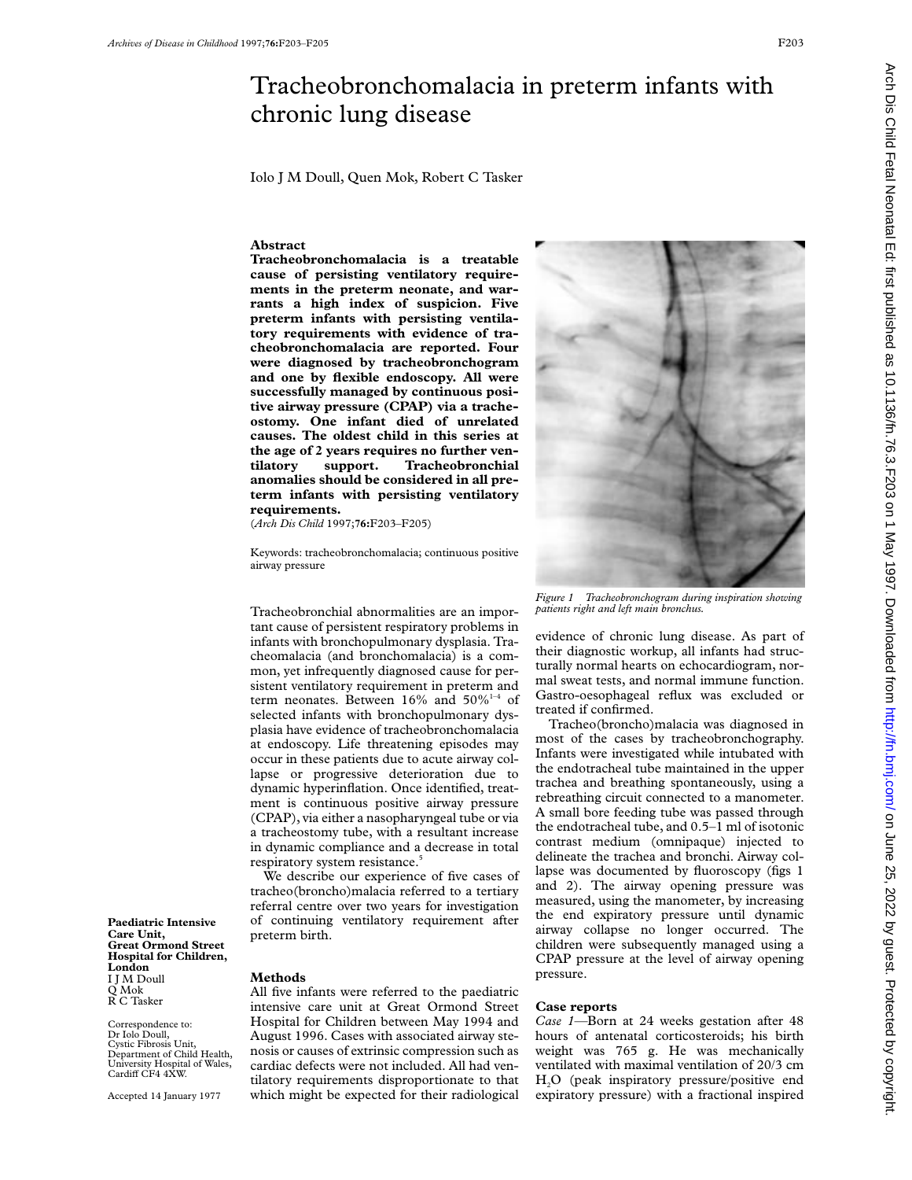# Tracheobronchomalacia in preterm infants with chronic lung disease

Iolo J M Doull, Quen Mok, Robert C Tasker

## Abstract

**Tracheobronchomalacia is a treatable cause of persisting ventilatory requirements in the preterm neonate, and warrants a high index of suspicion. Five preterm infants with persisting ventilatory requirements with evidence of tracheobronchomalacia are reported. Four were diagnosed by tracheobronchogram and one by flexible endoscopy. All were successfully managed by continuous positive airway pressure (CPAP) via a tracheostomy. One infant died of unrelated causes. The oldest child in this series at the age of 2 years requires no further ventilatory support. Tracheobronchial anomalies should be considered in all preterm infants with persisting ventilatory requirements.**

(*Arch Dis Child* 1997;**76**:F203–F205)

Keywords: tracheobronchomalacia; continuous positive airway pressure

Tracheobronchial abnormalities are an important cause of persistent respiratory problems in infants with bronchopulmonary dysplasia. Tracheomalacia (and bronchomalacia) is a common, yet infrequently diagnosed cause for persistent ventilatory requirement in preterm and term neonates. Between 16% and 50%[1–4] of selected infants with bronchopulmonary dysplasia have evidence of tracheobronchomalacia at endoscopy. Life threatening episodes may occur in these patients due to acute airway collapse or progressive deterioration due to dynamic hyperinflation. Once identified, treatment is continuous positive airway pressure (CPAP), via either a nasopharyngeal tube or via a tracheostomy tube, with a resultant increase in dynamic compliance and a decrease in total respiratory system resistance.[5]

We describe our experience of five cases of tracheo(broncho)malacia referred to a tertiary referral centre over two years for investigation of continuing ventilatory requirement after preterm birth.

## Methods

All five infants were referred to the paediatric intensive care unit at Great Ormond Street Hospital for Children between May 1994 and August 1996. Cases with associated airway stenosis or causes of extrinsic compression such as cardiac defects were not included. All had ventilatory requirements disproportionate to that which might be expected for their radiological evidence of chronic lung disease. As part of their diagnostic workup, all infants had structurally normal hearts on echocardiogram, normal sweat tests, and normal immune function. Gastro-oesophageal reflux was excluded or treated if confirmed.

Tracheo(broncho)malacia was diagnosed in most of the cases by tracheobronchography. Infants were investigated while intubated with the endotracheal tube maintained in the upper trachea and breathing spontaneously, using a rebreathing circuit connected to a manometer. A small bore feeding tube was passed through the endotracheal tube, and 0.5–1 ml of isotonic contrast medium (omnipaque) injected to delineate the trachea and bronchi. Airway collapse was documented by fluoroscopy (figs 1 and 2). The airway opening pressure was measured, using the manometer, by increasing the end expiratory pressure until dynamic airway collapse no longer occurred. The children were subsequently managed using a CPAP pressure at the level of airway opening pressure.

*Figure 1 Tracheobronchogram during inspiration showing patients right and left main bronchus.*

## Case reports

*Case 1*—Born at 24 weeks gestation after 48 hours of antenatal corticosteroids; his birth weight was 765 g. He was mechanically ventilated with maximal ventilation of 20/3 cm $H_2O$ (peak inspiratory pressure/positive end expiratory pressure) with a fractional inspired

Paediatric Intensive Care Unit, Great Ormond Street Hospital for Children, London
I J M Doull
Q Mok
R C Tasker

Correspondence to: Dr Iolo Doull, Cystic Fibrosis Unit, Department of Child Health, University Hospital of Wales, Cardiff CF4 4XW.

Accepted 14 January 1977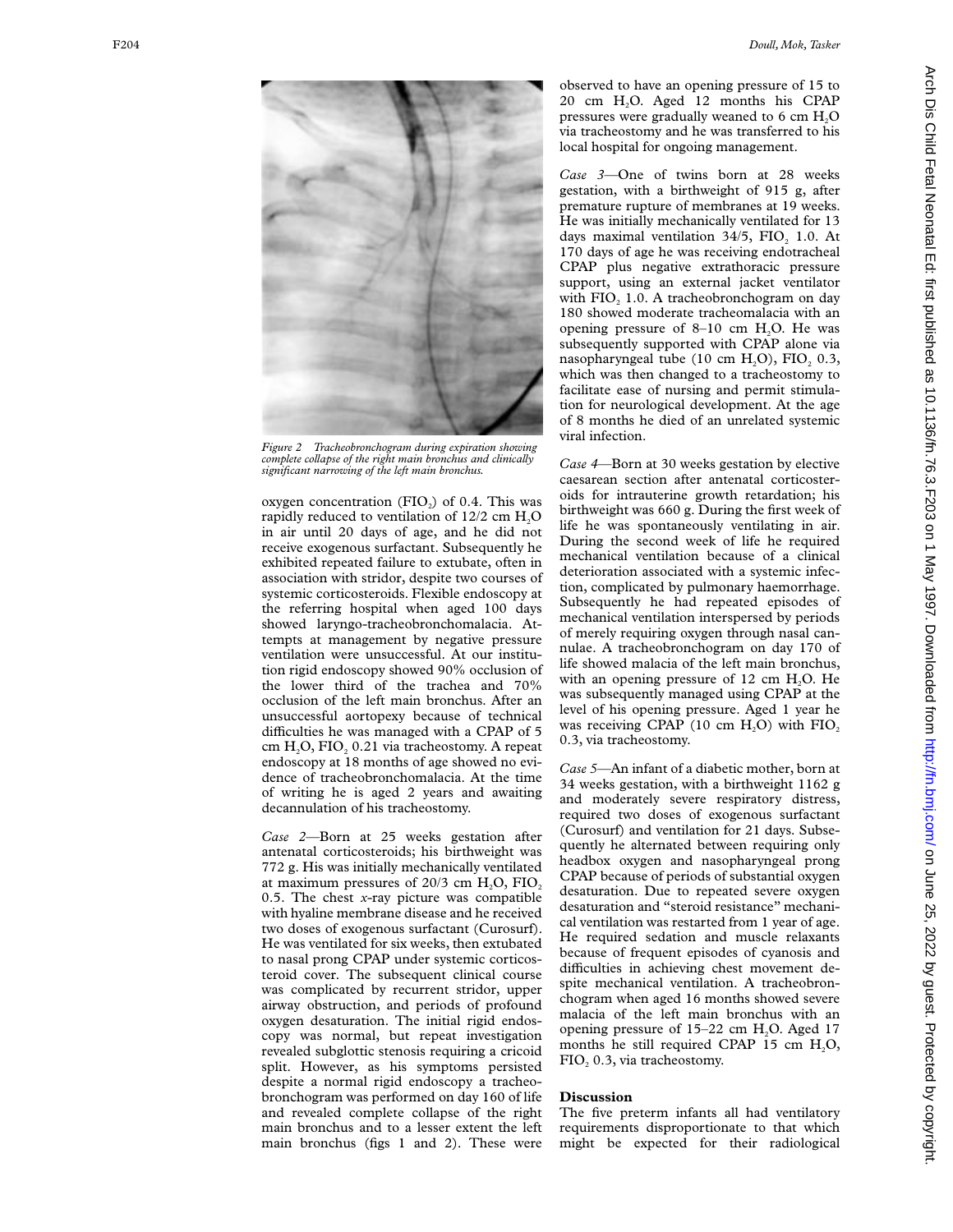*Figure 2 Tracheobronchogram during expiration showing complete collapse of the right main bronchus and clinically significant narrowing of the left main bronchus.*

oxygen concentration ($FIO_2$) of 0.4. This was rapidly reduced to ventilation of 12/2 cm $H_2O$ in air until 20 days of age, and he did not receive exogenous surfactant. Subsequently he exhibited repeated failure to extubate, often in association with stridor, despite two courses of systemic corticosteroids. Flexible endoscopy at the referring hospital when aged 100 days showed laryngo-tracheobronchomalacia. Attempts at management by negative pressure ventilation were unsuccessful. At our institution rigid endoscopy showed 90% occlusion of the lower third of the trachea and 70% occlusion of the left main bronchus. After an unsuccessful aortopexy because of technical difficulties he was managed with a CPAP of 5 cm $H_2O$, $FIO_2$ 0.21 via tracheostomy. A repeat endoscopy at 18 months of age showed no evidence of tracheobronchomalacia. At the time of writing he is aged 2 years and awaiting decannulation of his tracheostomy.

*Case 2*—Born at 25 weeks gestation after antenatal corticosteroids; his birthweight was 772 g. His was initially mechanically ventilated at maximum pressures of 20/3 cm $H_2O$, $FIO_2$ 0.5. The chest *x*-ray picture was compatible with hyaline membrane disease and he received two doses of exogenous surfactant (Curosurf). He was ventilated for six weeks, then extubated to nasal prong CPAP under systemic corticosteroid cover. The subsequent clinical course was complicated by recurrent stridor, upper airway obstruction, and periods of profound oxygen desaturation. The initial rigid endoscopy was normal, but repeat investigation revealed subglottic stenosis requiring a cricoid split. However, as his symptoms persisted despite a normal rigid endoscopy a tracheobronchogram was performed on day 160 of life and revealed complete collapse of the right main bronchus and to a lesser extent the left main bronchus (figs 1 and 2). These were observed to have an opening pressure of 15 to 20 cm $H_2O$. Aged 12 months his CPAP pressures were gradually weaned to 6 cm $H_2O$ via tracheostomy and he was transferred to his local hospital for ongoing management.

*Case 3*—One of twins born at 28 weeks gestation, with a birthweight of 915 g, after premature rupture of membranes at 19 weeks. He was initially mechanically ventilated for 13 days maximal ventilation 34/5, $FIO_2$ 1.0. At 170 days of age he was receiving endotracheal CPAP plus negative extrathoracic pressure support, using an external jacket ventilator with $FIO_2$ 1.0. A tracheobronchogram on day 180 showed moderate tracheomalacia with an opening pressure of 8–10 cm $H_2O$. He was subsequently supported with CPAP alone via nasopharyngeal tube (10 cm $H_2O$), $FIO_2$ 0.3, which was then changed to a tracheostomy to facilitate ease of nursing and permit stimulation for neurological development. At the age of 8 months he died of an unrelated systemic viral infection.

*Case 4*—Born at 30 weeks gestation by elective caesarean section after antenatal corticosteroids for intrauterine growth retardation; his birthweight was 660 g. During the first week of life he was spontaneously ventilating in air. During the second week of life he required mechanical ventilation because of a clinical deterioration associated with a systemic infection, complicated by pulmonary haemorrhage. Subsequently he had repeated episodes of mechanical ventilation interspersed by periods of merely requiring oxygen through nasal cannulae. A tracheobronchogram on day 170 of life showed malacia of the left main bronchus, with an opening pressure of 12 cm $H_2O$. He was subsequently managed using CPAP at the level of his opening pressure. Aged 1 year he was receiving CPAP (10 cm $H_2O$) with $FIO_2$ 0.3, via tracheostomy.

*Case 5*—An infant of a diabetic mother, born at 34 weeks gestation, with a birthweight 1162 g and moderately severe respiratory distress, required two doses of exogenous surfactant (Curosurf) and ventilation for 21 days. Subsequently he alternated between requiring only headbox oxygen and nasopharyngeal prong CPAP because of periods of substantial oxygen desaturation. Due to repeated severe oxygen desaturation and "steroid resistance" mechanical ventilation was restarted from 1 year of age. He required sedation and muscle relaxants because of frequent episodes of cyanosis and difficulties in achieving chest movement despite mechanical ventilation. A tracheobronchogram when aged 16 months showed severe malacia of the left main bronchus with an opening pressure of 15–22 cm $H_2O$. Aged 17 months he still required CPAP 15 cm $H_2O$, $FIO_2$ 0.3, via tracheostomy.

## Discussion

The five preterm infants all had ventilatory requirements disproportionate to that which might be expected for their radiological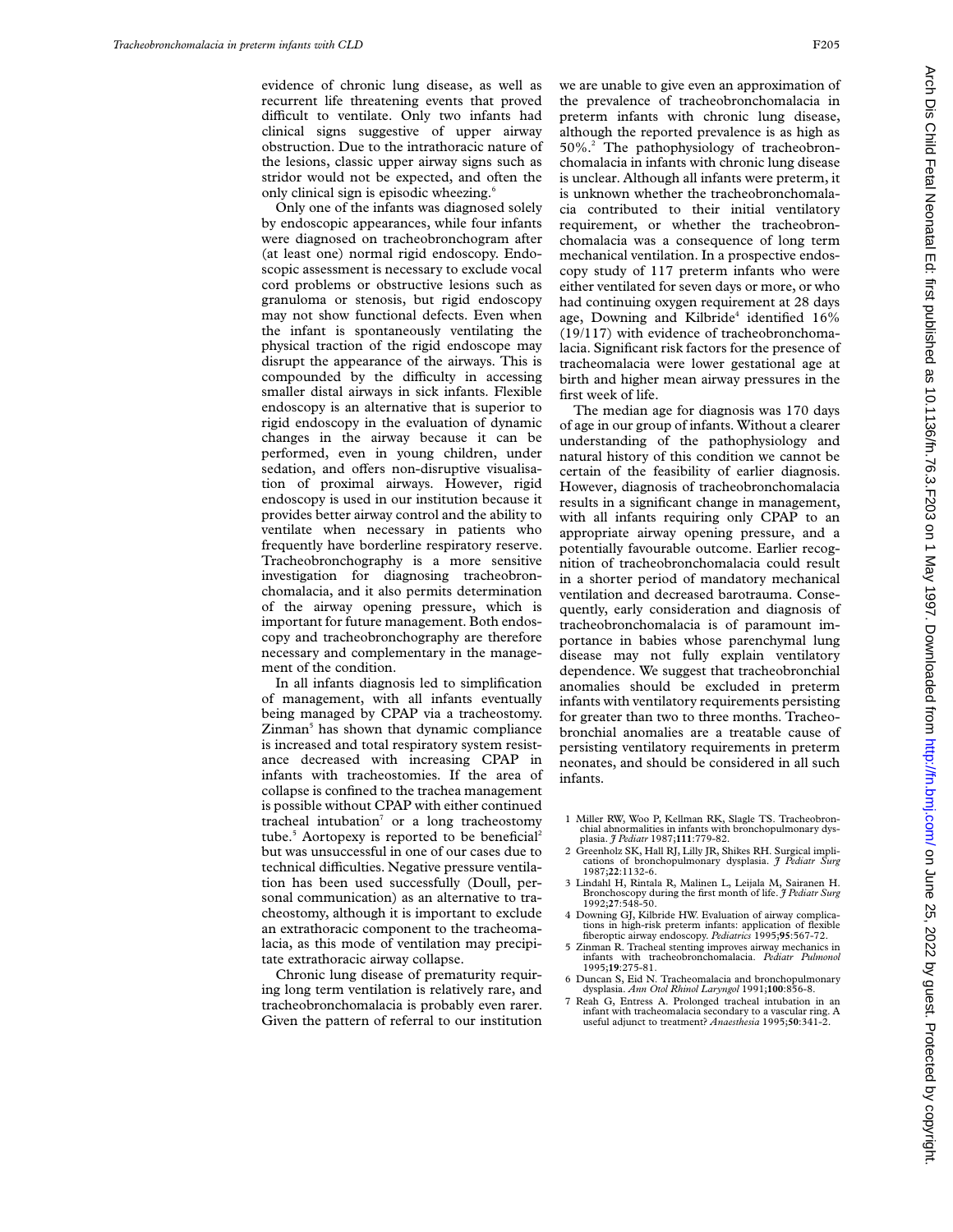evidence of chronic lung disease, as well as recurrent life threatening events that proved difficult to ventilate. Only two infants had clinical signs suggestive of upper airway obstruction. Due to the intrathoracic nature of the lesions, classic upper airway signs such as stridor would not be expected, and often the only clinical sign is episodic wheezing.[6]

Only one of the infants was diagnosed solely by endoscopic appearances, while four infants were diagnosed on tracheobronchogram after (at least one) normal rigid endoscopy. Endoscopic assessment is necessary to exclude vocal cord problems or obstructive lesions such as granuloma or stenosis, but rigid endoscopy may not show functional defects. Even when the infant is spontaneously ventilating the physical traction of the rigid endoscope may disrupt the appearance of the airways. This is compounded by the difficulty in accessing smaller distal airways in sick infants. Flexible endoscopy is an alternative that is superior to rigid endoscopy in the evaluation of dynamic changes in the airway because it can be performed, even in young children, under sedation, and offers non-disruptive visualisation of proximal airways. However, rigid endoscopy is used in our institution because it provides better airway control and the ability to ventilate when necessary in patients who frequently have borderline respiratory reserve. Tracheobronchography is a more sensitive investigation for diagnosing tracheobronchomalacia, and it also permits determination of the airway opening pressure, which is important for future management. Both endoscopy and tracheobronchography are therefore necessary and complementary in the management of the condition.

In all infants diagnosis led to simplification of management, with all infants eventually being managed by CPAP via a tracheostomy. Zinman[5] has shown that dynamic compliance is increased and total respiratory system resistance decreased with increasing CPAP in infants with tracheostomies. If the area of collapse is confined to the trachea management is possible without CPAP with either continued tracheal intubation[7] or a long tracheostomy tube.[5] Aortopexy is reported to be beneficial[2] but was unsuccessful in one of our cases due to technical difficulties. Negative pressure ventilation has been used successfully (Doull, personal communication) as an alternative to tracheostomy, although it is important to exclude an extrathoracic component to the tracheomalacia, as this mode of ventilation may precipitate extrathoracic airway collapse.

Chronic lung disease of prematurity requiring long term ventilation is relatively rare, and tracheobronchomalacia is probably even rarer. Given the pattern of referral to our institution we are unable to give even an approximation of the prevalence of tracheobronchomalacia in preterm infants with chronic lung disease, although the reported prevalence is as high as 50%.[2] The pathophysiology of tracheobronchomalacia in infants with chronic lung disease is unclear. Although all infants were preterm, it is unknown whether the tracheobronchomalacia contributed to their initial ventilatory requirement, or whether the tracheobronchomalacia was a consequence of long term mechanical ventilation. In a prospective endoscopy study of 117 preterm infants who were either ventilated for seven days or more, or who had continuing oxygen requirement at 28 days age, Downing and Kilbride[4] identified 16% (19/117) with evidence of tracheobronchomalacia. Significant risk factors for the presence of tracheomalacia were lower gestational age at birth and higher mean airway pressures in the first week of life.

The median age for diagnosis was 170 days of age in our group of infants. Without a clearer understanding of the pathophysiology and natural history of this condition we cannot be certain of the feasibility of earlier diagnosis. However, diagnosis of tracheobronchomalacia results in a significant change in management, with all infants requiring only CPAP to an appropriate airway opening pressure, and a potentially favourable outcome. Earlier recognition of tracheobronchomalacia could result in a shorter period of mandatory mechanical ventilation and decreased barotrauma. Consequently, early consideration and diagnosis of tracheobronchomalacia is of paramount importance in babies whose parenchymal lung disease may not fully explain ventilatory dependence. We suggest that tracheobronchial anomalies should be excluded in preterm infants with ventilatory requirements persisting for greater than two to three months. Tracheobronchial anomalies are a treatable cause of persisting ventilatory requirements in preterm neonates, and should be considered in all such infants.

1. Miller RW, Woo P, Kellman RK, Slagle TS. Tracheobronchial abnormalities in infants with bronchopulmonary dysplasia. *J Pediatr* 1987;**111**:779-82.
2. Greenholz SK, Hall RJ, Lilly JR, Shikes RH. Surgical implications of bronchopulmonary dysplasia. *J Pediatr Surg* 1987;**22**:1132-6.
3. Lindahl H, Rintala R, Malinen L, Leijala M, Sairanen H. Bronchoscopy during the first month of life. *J Pediatr Surg* 1992;**27**:548-50.
4. Downing GJ, Kilbride HW. Evaluation of airway complications in high-risk preterm infants: application of flexible fiberoptic airway endoscopy. *Pediatrics* 1995;**95**:567-72.
5. Zinman R. Tracheal stenting improves airway mechanics in infants with tracheobronchomalacia. *Pediatr Pulmonol* 1995;**19**:275-81.
6. Duncan S, Eid N. Tracheomalacia and bronchopulmonary dysplasia. *Ann Otol Rhinol Laryngol* 1991;**100**:856-8.
7. Reah G, Entress A. Prolonged tracheal intubation in an infant with tracheomalacia secondary to a vascular ring. A useful adjunct to treatment? *Anaesthesia* 1995;**50**:341-2.